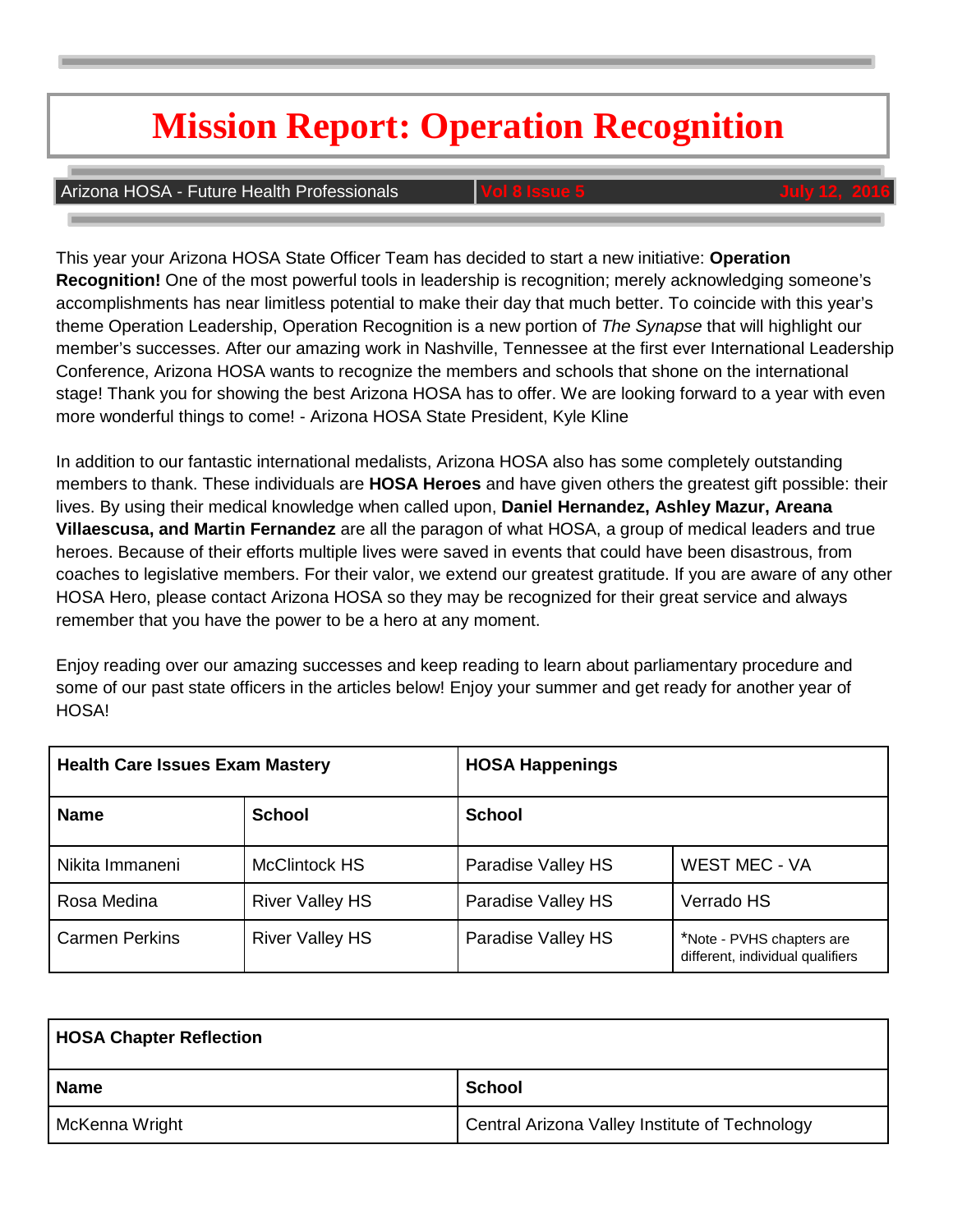# Mission Report: Operation Recognition

Arizona HOSA - Future Health Professionals | Vol 8 Issue 5 | July 12, 2016

This year your Arizona HOSA State Officer Team has decided to start a new initiative: **Operation Recognition!** One of the most powerful tools in leadership is recognition; merely acknowledging someone's accomplishments has near limitless potential to make their day that much better. To coincide with this year's theme Operation Leadership, Operation Recognition is a new portion of *The Synapse* that will highlight our member's successes. After our amazing work in Nashville, Tennessee at the first ever International Leadership Conference, Arizona HOSA wants to recognize the members and schools that shone on the international stage! Thank you for showing the best Arizona HOSA has to offer. We are looking forward to a year with even more wonderful things to come! - Arizona HOSA State President, Kyle Kline

In addition to our fantastic international medalists, Arizona HOSA also has some completely outstanding members to thank. These individuals are **HOSA Heroes** and have given others the greatest gift possible: their lives. By using their medical knowledge when called upon, **Daniel Hernandez, Ashley Mazur, Areana Villaescusa, and Martin Fernandez** are all the paragon of what HOSA, a group of medical leaders and true heroes. Because of their efforts multiple lives were saved in events that could have been disastrous, from coaches to legislative members. For their valor, we extend our greatest gratitude. If you are aware of any other HOSA Hero, please contact Arizona HOSA so they may be recognized for their great service and always remember that you have the power to be a hero at any moment.

Enjoy reading over our amazing successes and keep reading to learn about parliamentary procedure and some of our past state officers in the articles below! Enjoy your summer and get ready for another year of HOSA!

| **Health Care Issues Exam Mastery** | | **HOSA Happenings** | |
|---|---|---|---|
| **Name** | **School** | **School** | |
| Nikita Immaneni | McClintock HS | Paradise Valley HS | WEST MEC - VA |
| Rosa Medina | River Valley HS | Paradise Valley HS | Verrado HS |
| Carmen Perkins | River Valley HS | Paradise Valley HS | *Note - PVHS chapters are different, individual qualifiers |

| **HOSA Chapter Reflection** | |
|---|---|
| **Name** | **School** |
| McKenna Wright | Central Arizona Valley Institute of Technology |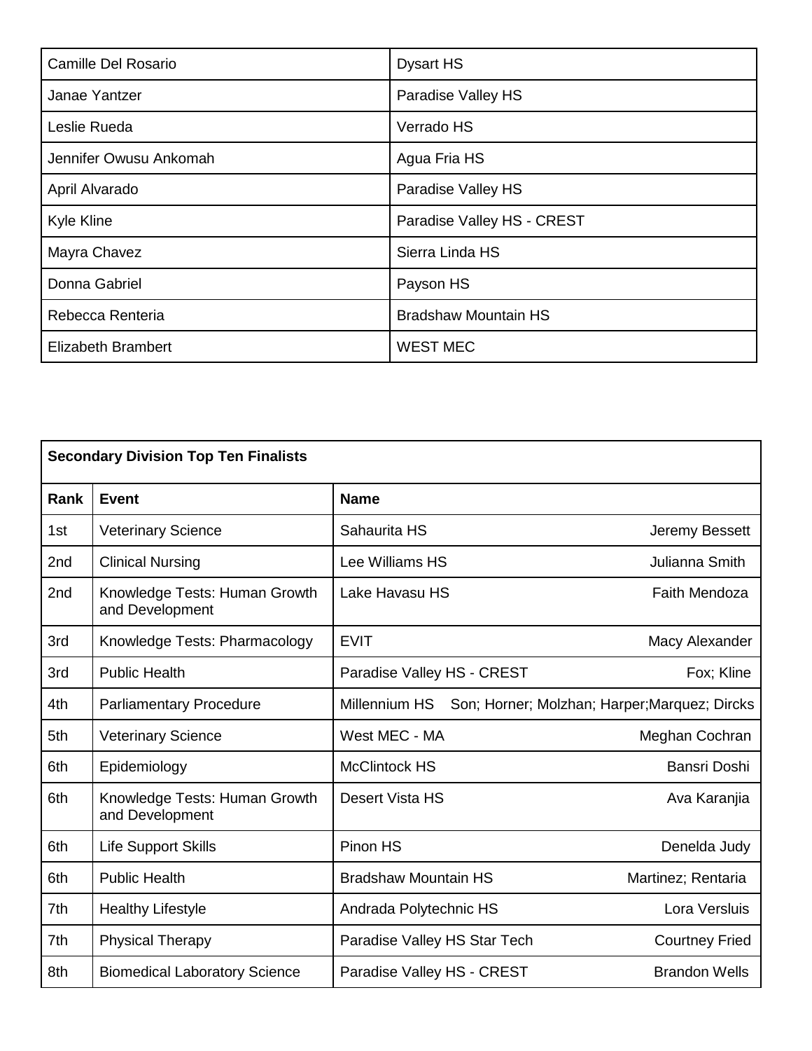| Camille Del Rosario | Dysart HS |
|---|---|
| Janae Yantzer | Paradise Valley HS |
| Leslie Rueda | Verrado HS |
| Jennifer Owusu Ankomah | Agua Fria HS |
| April Alvarado | Paradise Valley HS |
| Kyle Kline | Paradise Valley HS - CREST |
| Mayra Chavez | Sierra Linda HS |
| Donna Gabriel | Payson HS |
| Rebecca Renteria | Bradshaw Mountain HS |
| Elizabeth Brambert | WEST MEC |

| **Secondary Division Top Ten Finalists** | | | |
|---|---|---|---|
| **Rank** | **Event** | **Name** | |
| 1st | Veterinary Science | Sahaurita HS | Jeremy Bessett |
| 2nd | Clinical Nursing | Lee Williams HS | Julianna Smith |
| 2nd | Knowledge Tests: Human Growth and Development | Lake Havasu HS | Faith Mendoza |
| 3rd | Knowledge Tests: Pharmacology | EVIT | Macy Alexander |
| 3rd | Public Health | Paradise Valley HS - CREST | Fox; Kline |
| 4th | Parliamentary Procedure | Millennium HS | Son; Horner; Molzhan; Harper;Marquez; Dircks |
| 5th | Veterinary Science | West MEC - MA | Meghan Cochran |
| 6th | Epidemiology | McClintock HS | Bansri Doshi |
| 6th | Knowledge Tests: Human Growth and Development | Desert Vista HS | Ava Karanjia |
| 6th | Life Support Skills | Pinon HS | Denelda Judy |
| 6th | Public Health | Bradshaw Mountain HS | Martinez; Rentaria |
| 7th | Healthy Lifestyle | Andrada Polytechnic HS | Lora Versluis |
| 7th | Physical Therapy | Paradise Valley HS Star Tech | Courtney Fried |
| 8th | Biomedical Laboratory Science | Paradise Valley HS - CREST | Brandon Wells |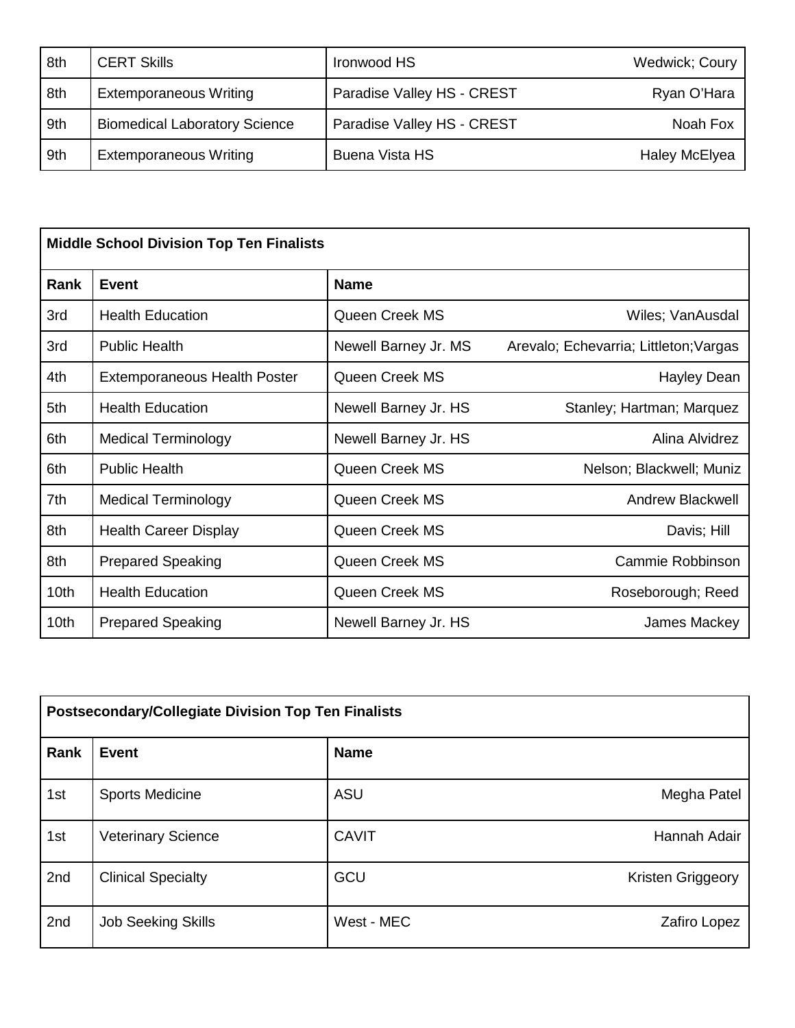| | | | |
|---|---|---|---|
| 8th | CERT Skills | Ironwood HS | Wedwick; Coury |
| 8th | Extemporaneous Writing | Paradise Valley HS - CREST | Ryan O'Hara |
| 9th | Biomedical Laboratory Science | Paradise Valley HS - CREST | Noah Fox |
| 9th | Extemporaneous Writing | Buena Vista HS | Haley McElyea |

| **Middle School Division Top Ten Finalists** | | | |
|---|---|---|---|
| **Rank** | **Event** | **Name** | |
| 3rd | Health Education | Queen Creek MS | Wiles; VanAusdal |
| 3rd | Public Health | Newell Barney Jr. MS | Arevalo; Echevarria; Littleton;Vargas |
| 4th | Extemporaneous Health Poster | Queen Creek MS | Hayley Dean |
| 5th | Health Education | Newell Barney Jr. HS | Stanley; Hartman; Marquez |
| 6th | Medical Terminology | Newell Barney Jr. HS | Alina Alvidrez |
| 6th | Public Health | Queen Creek MS | Nelson; Blackwell; Muniz |
| 7th | Medical Terminology | Queen Creek MS | Andrew Blackwell |
| 8th | Health Career Display | Queen Creek MS | Davis; Hill |
| 8th | Prepared Speaking | Queen Creek MS | Cammie Robbinson |
| 10th | Health Education | Queen Creek MS | Roseborough; Reed |
| 10th | Prepared Speaking | Newell Barney Jr. HS | James Mackey |

| **Postsecondary/Collegiate Division Top Ten Finalists** | | | |
|---|---|---|---|
| **Rank** | **Event** | **Name** | |
| 1st | Sports Medicine | ASU | Megha Patel |
| 1st | Veterinary Science | CAVIT | Hannah Adair |
| 2nd | Clinical Specialty | GCU | Kristen Griggeory |
| 2nd | Job Seeking Skills | West - MEC | Zafiro Lopez |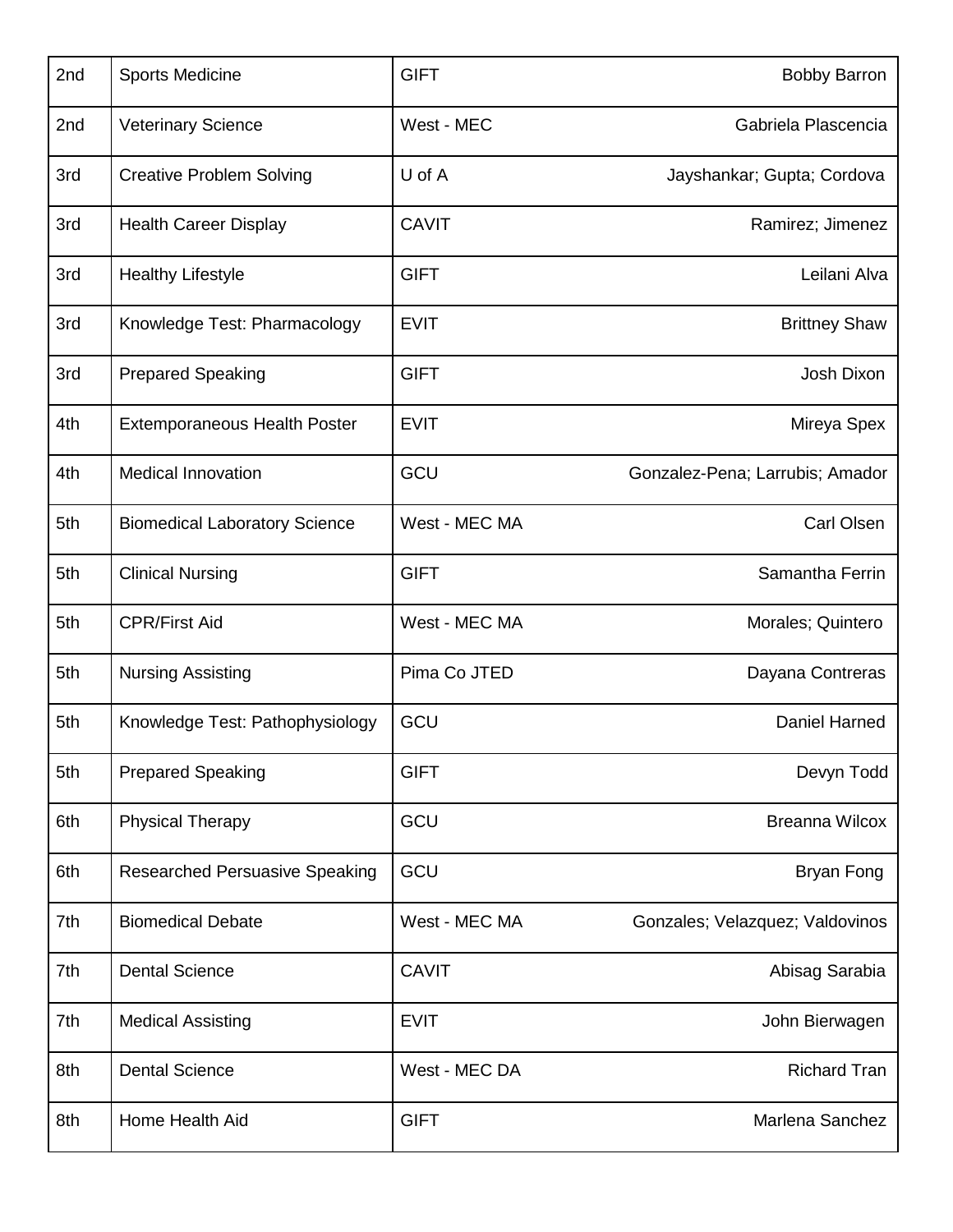| | | | |
|---|---|---|---|
| 2nd | Sports Medicine | GIFT | Bobby Barron |
| 2nd | Veterinary Science | West - MEC | Gabriela Plascencia |
| 3rd | Creative Problem Solving | U of A | Jayshankar; Gupta; Cordova |
| 3rd | Health Career Display | CAVIT | Ramirez; Jimenez |
| 3rd | Healthy Lifestyle | GIFT | Leilani Alva |
| 3rd | Knowledge Test: Pharmacology | EVIT | Brittney Shaw |
| 3rd | Prepared Speaking | GIFT | Josh Dixon |
| 4th | Extemporaneous Health Poster | EVIT | Mireya Spex |
| 4th | Medical Innovation | GCU | Gonzalez-Pena; Larrubis; Amador |
| 5th | Biomedical Laboratory Science | West - MEC MA | Carl Olsen |
| 5th | Clinical Nursing | GIFT | Samantha Ferrin |
| 5th | CPR/First Aid | West - MEC MA | Morales; Quintero |
| 5th | Nursing Assisting | Pima Co JTED | Dayana Contreras |
| 5th | Knowledge Test: Pathophysiology | GCU | Daniel Harned |
| 5th | Prepared Speaking | GIFT | Devyn Todd |
| 6th | Physical Therapy | GCU | Breanna Wilcox |
| 6th | Researched Persuasive Speaking | GCU | Bryan Fong |
| 7th | Biomedical Debate | West - MEC MA | Gonzales; Velazquez; Valdovinos |
| 7th | Dental Science | CAVIT | Abisag Sarabia |
| 7th | Medical Assisting | EVIT | John Bierwagen |
| 8th | Dental Science | West - MEC DA | Richard Tran |
| 8th | Home Health Aid | GIFT | Marlena Sanchez |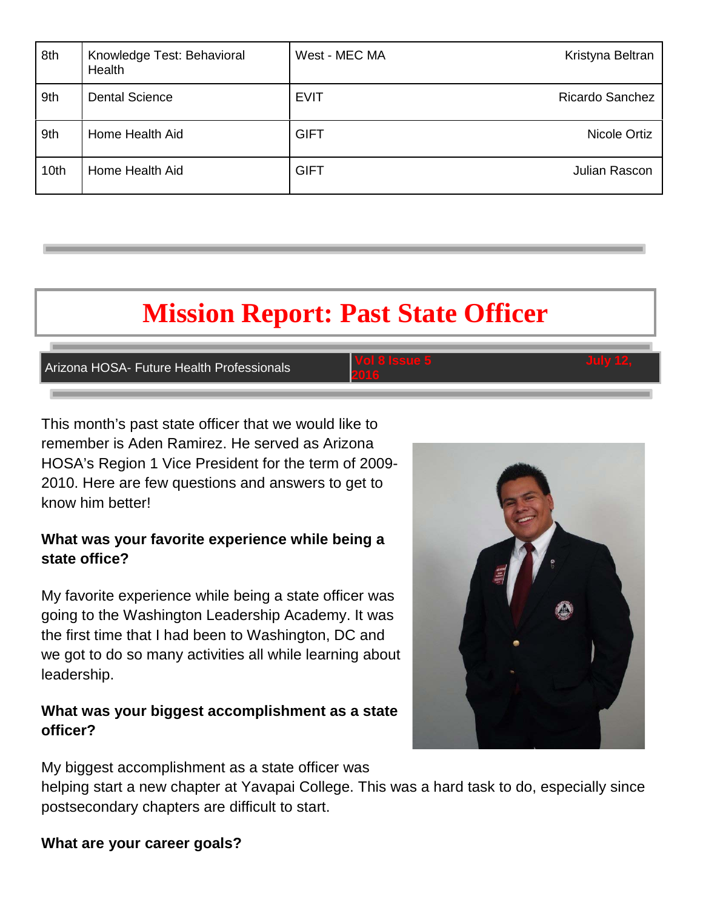| 8th | Knowledge Test: Behavioral Health | West - MEC MA | Kristyna Beltran |
|---|---|---|---|
| 9th | Dental Science | EVIT | Ricardo Sanchez |
| 9th | Home Health Aid | GIFT | Nicole Ortiz |
| 10th | Home Health Aid | GIFT | Julian Rascon |

# Mission Report: Past State Officer

This month's past state officer that we would like to remember is Aden Ramirez. He served as Arizona HOSA's Region 1 Vice President for the term of 2009-2010. Here are few questions and answers to get to know him better!

**What was your favorite experience while being a state office?**

My favorite experience while being a state officer was going to the Washington Leadership Academy. It was the first time that I had been to Washington, DC and we got to do so many activities all while learning about leadership.

**What was your biggest accomplishment as a state officer?**

My biggest accomplishment as a state officer was helping start a new chapter at Yavapai College. This was a hard task to do, especially since postsecondary chapters are difficult to start.

**What are your career goals?**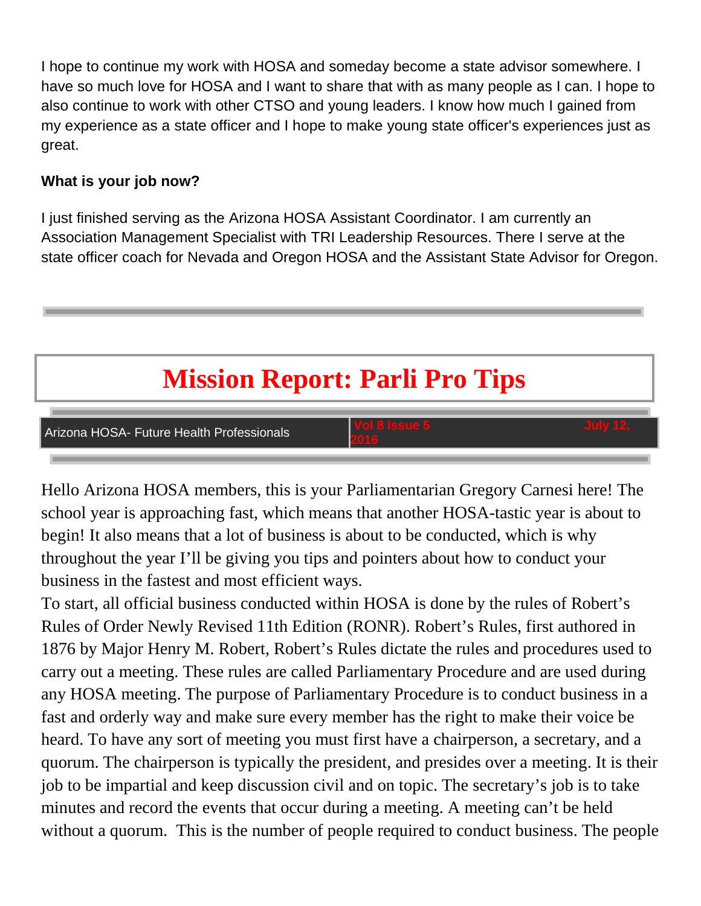I hope to continue my work with HOSA and someday become a state advisor somewhere. I have so much love for HOSA and I want to share that with as many people as I can. I hope to also continue to work with other CTSO and young leaders. I know how much I gained from my experience as a state officer and I hope to make young state officer's experiences just as great.

**What is your job now?**

I just finished serving as the Arizona HOSA Assistant Coordinator. I am currently an Association Management Specialist with TRI Leadership Resources. There I serve at the state officer coach for Nevada and Oregon HOSA and the Assistant State Advisor for Oregon.

---

# Mission Report: Parli Pro Tips

| Arizona HOSA- Future Health Professionals | Vol 8 Issue 5 | July 12, 2016 |
|---|---|---|

Hello Arizona HOSA members, this is your Parliamentarian Gregory Carnesi here! The school year is approaching fast, which means that another HOSA-tastic year is about to begin! It also means that a lot of business is about to be conducted, which is why throughout the year I'll be giving you tips and pointers about how to conduct your business in the fastest and most efficient ways.

To start, all official business conducted within HOSA is done by the rules of Robert's Rules of Order Newly Revised 11th Edition (RONR). Robert's Rules, first authored in 1876 by Major Henry M. Robert, Robert's Rules dictate the rules and procedures used to carry out a meeting. These rules are called Parliamentary Procedure and are used during any HOSA meeting. The purpose of Parliamentary Procedure is to conduct business in a fast and orderly way and make sure every member has the right to make their voice be heard. To have any sort of meeting you must first have a chairperson, a secretary, and a quorum. The chairperson is typically the president, and presides over a meeting. It is their job to be impartial and keep discussion civil and on topic. The secretary's job is to take minutes and record the events that occur during a meeting. A meeting can't be held without a quorum. This is the number of people required to conduct business. The people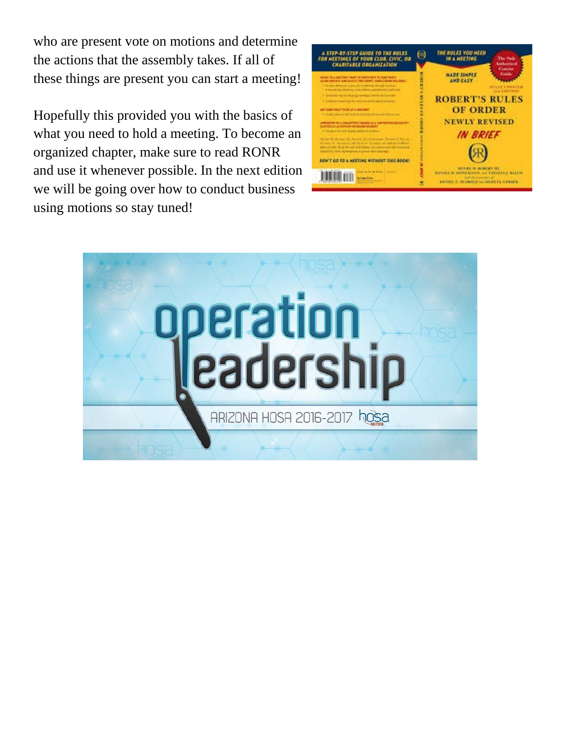who are present vote on motions and determine the actions that the assembly takes. If all of these things are present you can start a meeting!

Hopefully this provided you with the basics of what you need to hold a meeting. To become an organized chapter, make sure to read RONR and use it whenever possible. In the next edition we will be going over how to conduct business using motions so stay tuned!